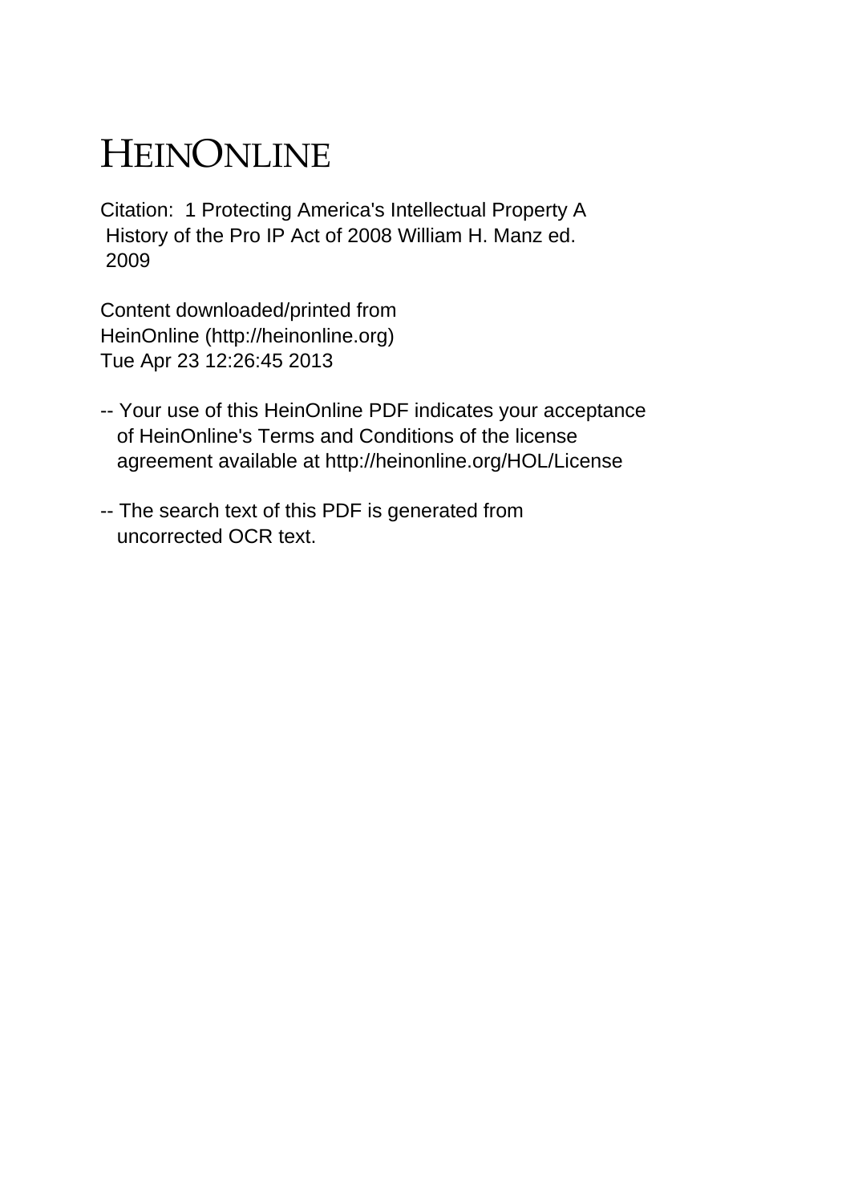# HEINONLINE

Citation: 1 Protecting America's Intellectual Property A History of the Pro IP Act of 2008 William H. Manz ed. 2009

Content downloaded/printed from HeinOnline (http://heinonline.org)
Tue Apr 23 12:26:45 2013

-- Your use of this HeinOnline PDF indicates your acceptance of HeinOnline's Terms and Conditions of the license agreement available at http://heinonline.org/HOL/License

-- The search text of this PDF is generated from uncorrected OCR text.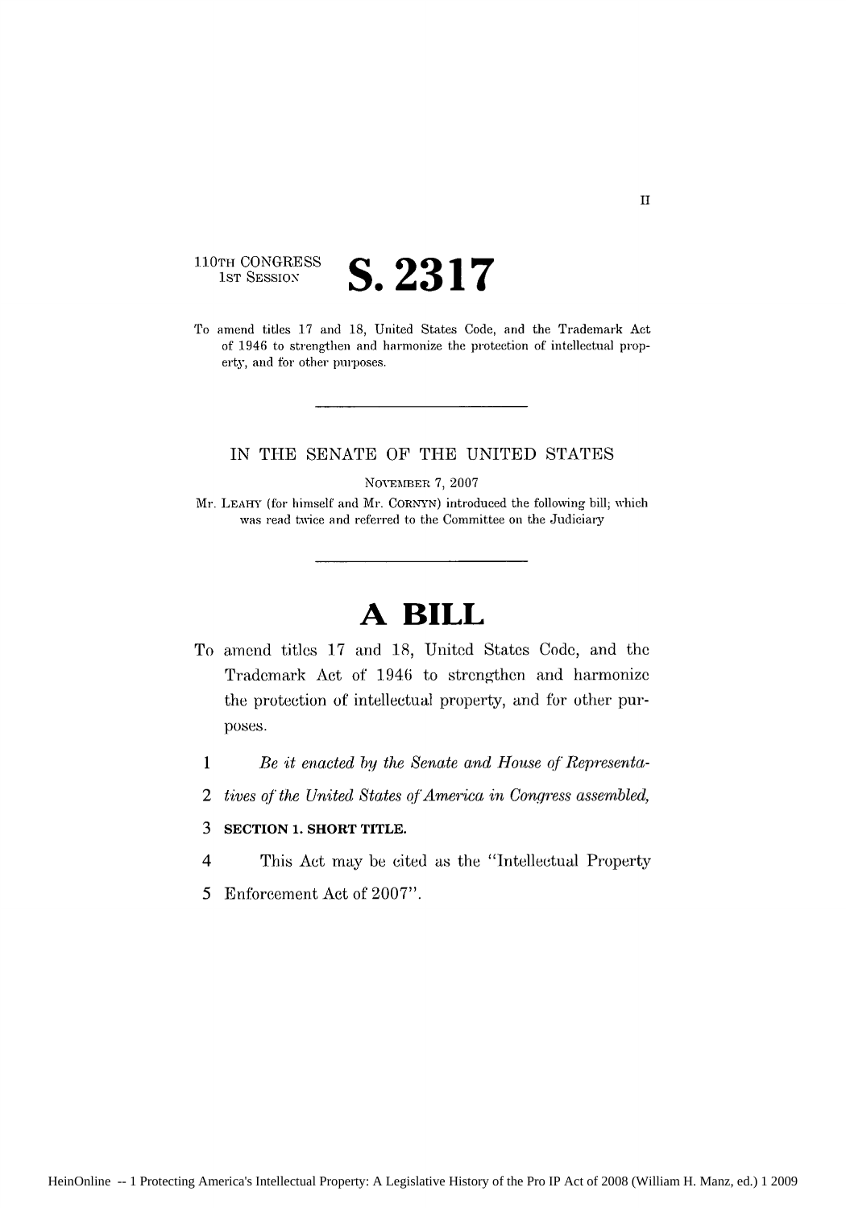II

110TH CONGRESS
1ST SESSION

# S. 2317

To amend titles 17 and 18, United States Code, and the Trademark Act of 1946 to strengthen and harmonize the protection of intellectual property, and for other purposes.

---

IN THE SENATE OF THE UNITED STATES

NOVEMBER 7, 2007

Mr. LEAHY (for himself and Mr. CORNYN) introduced the following bill; which was read twice and referred to the Committee on the Judiciary

---

# A BILL

To amend titles 17 and 18, United States Code, and the Trademark Act of 1946 to strengthen and harmonize the protection of intellectual property, and for other purposes.

1 *Be it enacted by the Senate and House of Representa-*
2 *tives of the United States of America in Congress assembled,*
3 **SECTION 1. SHORT TITLE.**
4 This Act may be cited as the "Intellectual Property
5 Enforcement Act of 2007".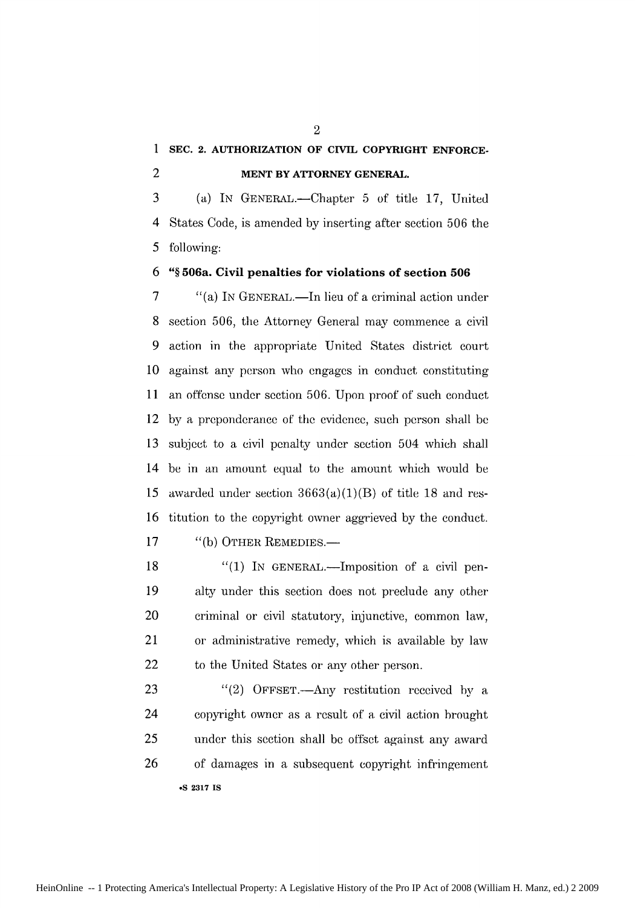**SEC. 2. AUTHORIZATION OF CIVIL COPYRIGHT ENFORCEMENT BY ATTORNEY GENERAL.**

(a) IN GENERAL.—Chapter 5 of title 17, United States Code, is amended by inserting after section 506 the following:

**"§ 506a. Civil penalties for violations of section 506**

"(a) IN GENERAL.—In lieu of a criminal action under section 506, the Attorney General may commence a civil action in the appropriate United States district court against any person who engages in conduct constituting an offense under section 506. Upon proof of such conduct by a preponderance of the evidence, such person shall be subject to a civil penalty under section 504 which shall be in an amount equal to the amount which would be awarded under section 3663(a)(1)(B) of title 18 and restitution to the copyright owner aggrieved by the conduct.

"(b) OTHER REMEDIES.—

"(1) IN GENERAL.—Imposition of a civil penalty under this section does not preclude any other criminal or civil statutory, injunctive, common law, or administrative remedy, which is available by law to the United States or any other person.

"(2) OFFSET.—Any restitution received by a copyright owner as a result of a civil action brought under this section shall be offset against any award of damages in a subsequent copyright infringement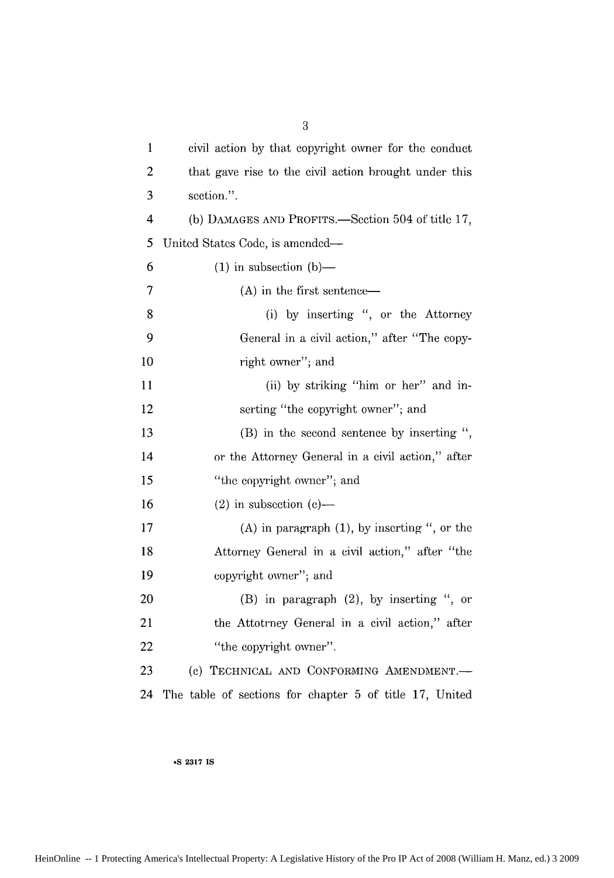civil action by that copyright owner for the conduct that gave rise to the civil action brought under this section.".

(b) DAMAGES AND PROFITS.—Section 504 of title 17, United States Code, is amended—

(1) in subsection (b)—

(A) in the first sentence—

(i) by inserting ", or the Attorney General in a civil action," after "The copyright owner"; and

(ii) by striking "him or her" and inserting "the copyright owner"; and

(B) in the second sentence by inserting ", or the Attorney General in a civil action," after "the copyright owner"; and

(2) in subsection (c)—

(A) in paragraph (1), by inserting ", or the Attorney General in a civil action," after "the copyright owner"; and

(B) in paragraph (2), by inserting ", or the Attotrney General in a civil action," after "the copyright owner".

(c) TECHNICAL AND CONFORMING AMENDMENT.— The table of sections for chapter 5 of title 17, United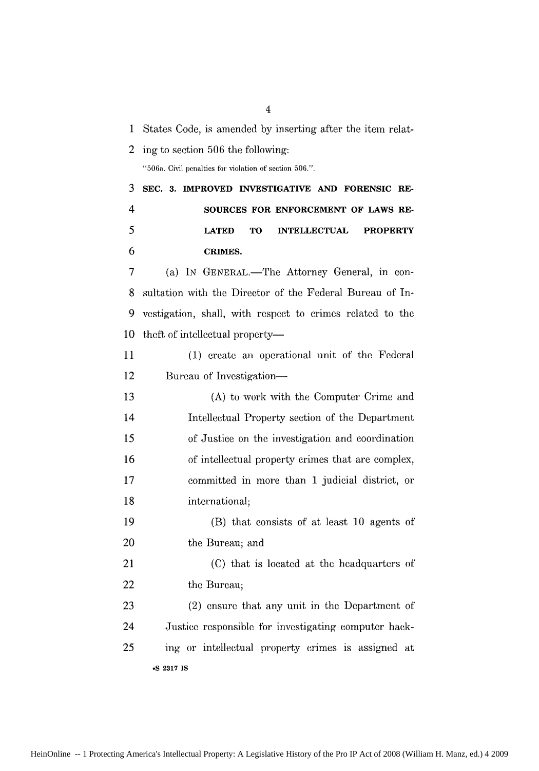States Code, is amended by inserting after the item relating to section 506 the following:

"506a. Civil penalties for violation of section 506.".

**SEC. 3. IMPROVED INVESTIGATIVE AND FORENSIC RESOURCES FOR ENFORCEMENT OF LAWS RELATED TO INTELLECTUAL PROPERTY CRIMES.**

(a) IN GENERAL.—The Attorney General, in consultation with the Director of the Federal Bureau of Investigation, shall, with respect to crimes related to the theft of intellectual property—

(1) create an operational unit of the Federal Bureau of Investigation—

(A) to work with the Computer Crime and Intellectual Property section of the Department of Justice on the investigation and coordination of intellectual property crimes that are complex, committed in more than 1 judicial district, or international;

(B) that consists of at least 10 agents of the Bureau; and

(C) that is located at the headquarters of the Bureau;

(2) ensure that any unit in the Department of Justice responsible for investigating computer hacking or intellectual property crimes is assigned at

•S 2317 IS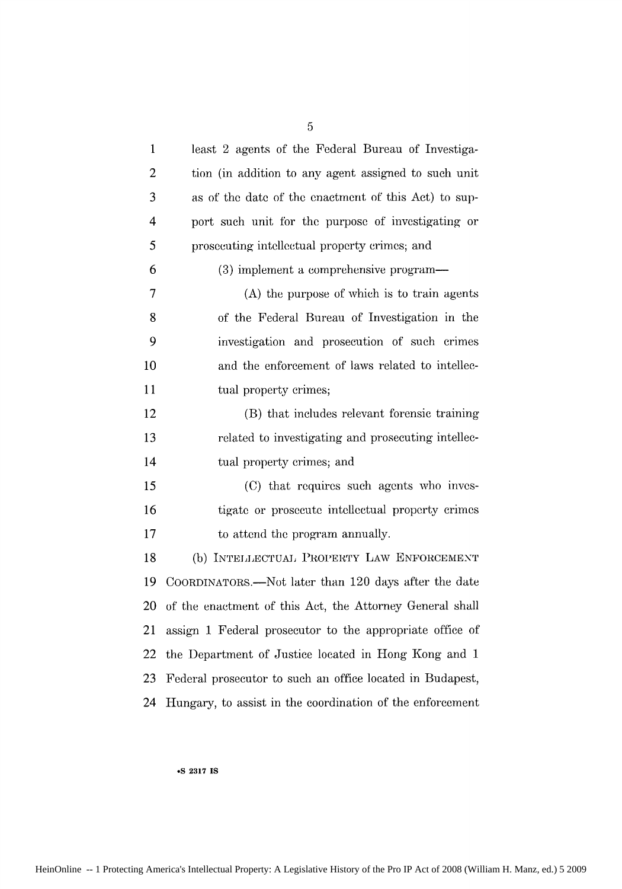least 2 agents of the Federal Bureau of Investigation (in addition to any agent assigned to such unit as of the date of the enactment of this Act) to support such unit for the purpose of investigating or prosecuting intellectual property crimes; and

(3) implement a comprehensive program—

(A) the purpose of which is to train agents of the Federal Bureau of Investigation in the investigation and prosecution of such crimes and the enforcement of laws related to intellectual property crimes;

(B) that includes relevant forensic training related to investigating and prosecuting intellectual property crimes; and

(C) that requires such agents who investigate or prosecute intellectual property crimes to attend the program annually.

(b) INTELLECTUAL PROPERTY LAW ENFORCEMENT COORDINATORS.—Not later than 120 days after the date of the enactment of this Act, the Attorney General shall assign 1 Federal prosecutor to the appropriate office of the Department of Justice located in Hong Kong and 1 Federal prosecutor to such an office located in Budapest, Hungary, to assist in the coordination of the enforcement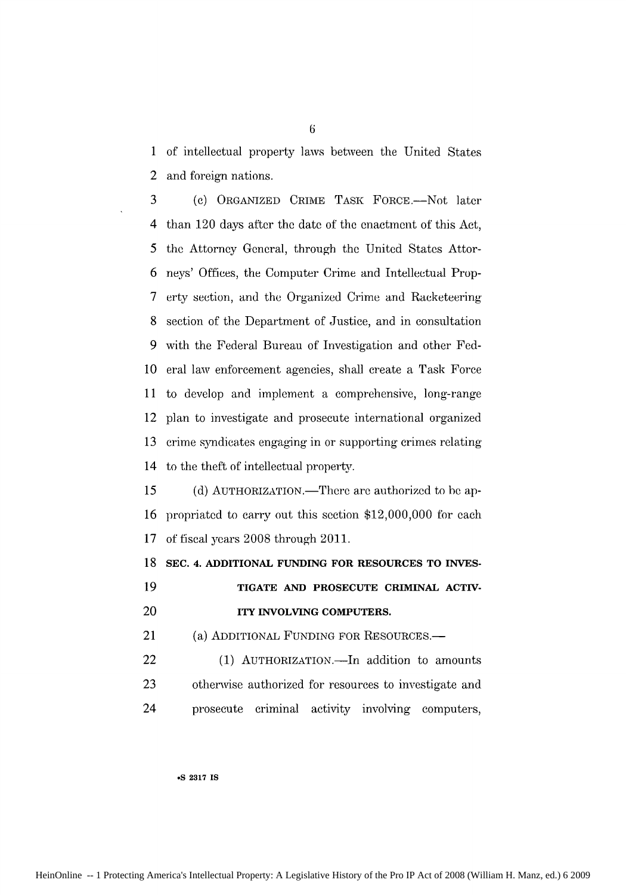of intellectual property laws between the United States and foreign nations.

(c) ORGANIZED CRIME TASK FORCE.—Not later than 120 days after the date of the enactment of this Act, the Attorney General, through the United States Attorneys' Offices, the Computer Crime and Intellectual Property section, and the Organized Crime and Racketeering section of the Department of Justice, and in consultation with the Federal Bureau of Investigation and other Federal law enforcement agencies, shall create a Task Force to develop and implement a comprehensive, long-range plan to investigate and prosecute international organized crime syndicates engaging in or supporting crimes relating to the theft of intellectual property.

(d) AUTHORIZATION.—There are authorized to be appropriated to carry out this section $12,000,000 for each of fiscal years 2008 through 2011.

**SEC. 4. ADDITIONAL FUNDING FOR RESOURCES TO INVESTIGATE AND PROSECUTE CRIMINAL ACTIVITY INVOLVING COMPUTERS.**

(a) ADDITIONAL FUNDING FOR RESOURCES.—

(1) AUTHORIZATION.—In addition to amounts otherwise authorized for resources to investigate and prosecute criminal activity involving computers,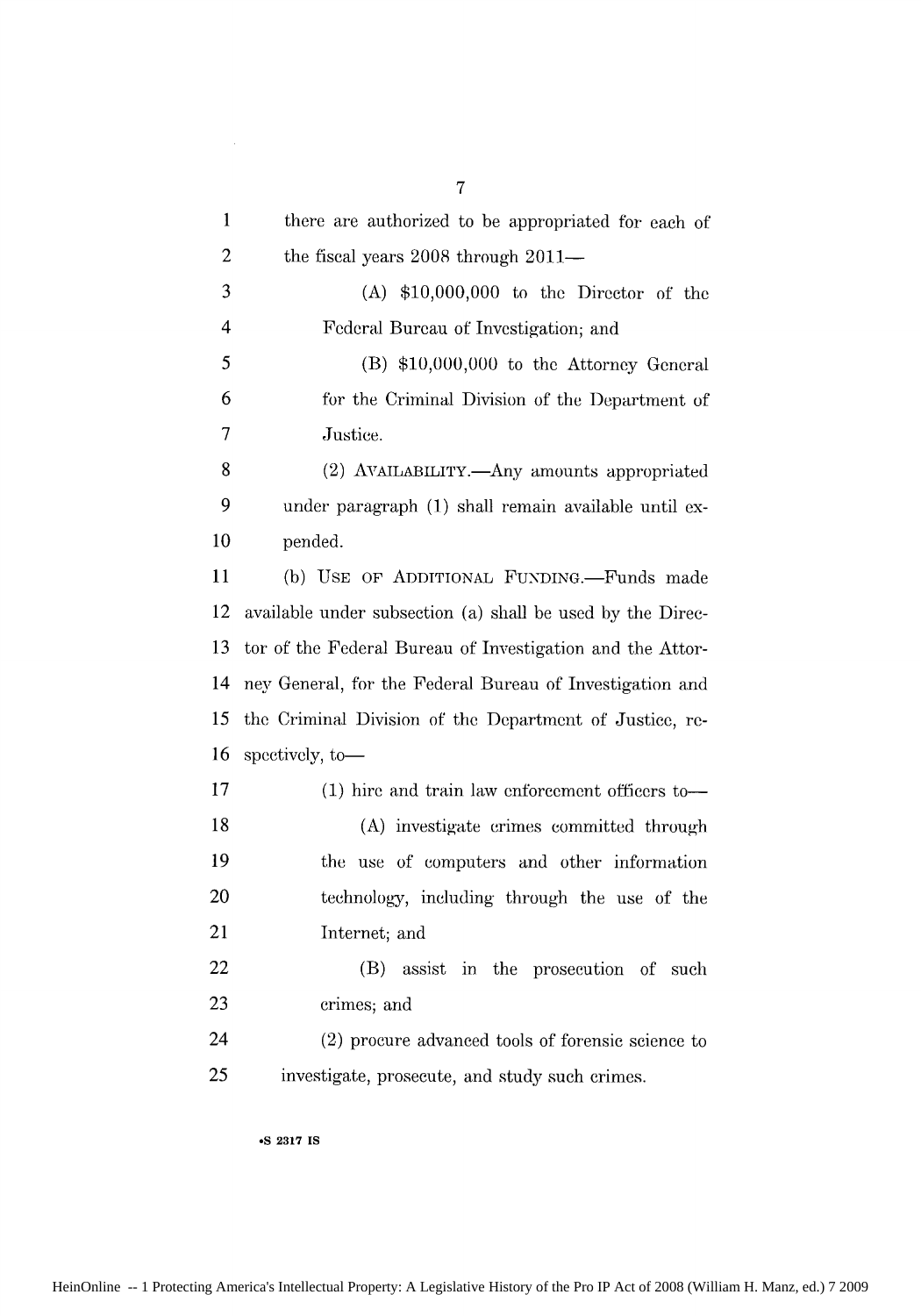there are authorized to be appropriated for each of the fiscal years 2008 through 2011—

(A) $10,000,000 to the Director of the Federal Bureau of Investigation; and

(B) $10,000,000 to the Attorney General for the Criminal Division of the Department of Justice.

(2) AVAILABILITY.—Any amounts appropriated under paragraph (1) shall remain available until expended.

(b) USE OF ADDITIONAL FUNDING.—Funds made available under subsection (a) shall be used by the Director of the Federal Bureau of Investigation and the Attorney General, for the Federal Bureau of Investigation and the Criminal Division of the Department of Justice, respectively, to—

(1) hire and train law enforcement officers to—

(A) investigate crimes committed through the use of computers and other information technology, including through the use of the Internet; and

(B) assist in the prosecution of such crimes; and

(2) procure advanced tools of forensic science to investigate, prosecute, and study such crimes.

•S 2317 IS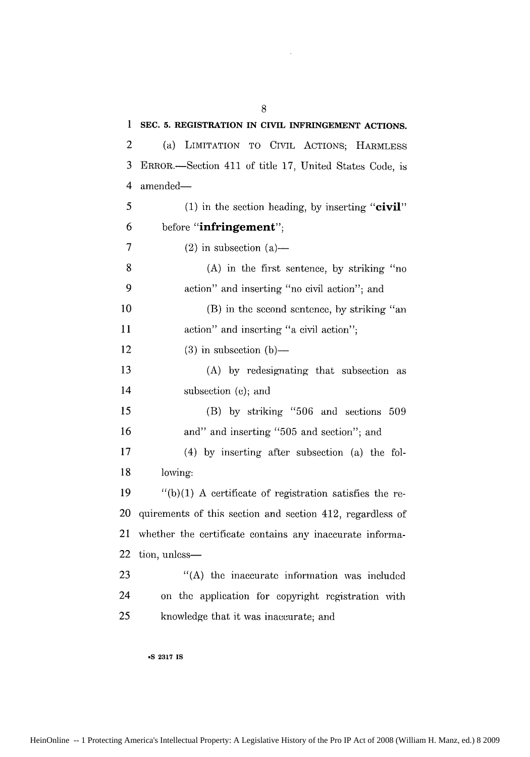## SEC. 5. REGISTRATION IN CIVIL INFRINGEMENT ACTIONS.

(a) LIMITATION TO CIVIL ACTIONS; HARMLESS ERROR.—Section 411 of title 17, United States Code, is amended—

(1) in the section heading, by inserting "**civil**" before "**infringement**";

(2) in subsection (a)—

(A) in the first sentence, by striking "no action" and inserting "no civil action"; and

(B) in the second sentence, by striking "an action" and inserting "a civil action";

(3) in subsection (b)—

(A) by redesignating that subsection as subsection (c); and

(B) by striking "506 and sections 509 and" and inserting "505 and section"; and

(4) by inserting after subsection (a) the following:

"(b)(1) A certificate of registration satisfies the requirements of this section and section 412, regardless of whether the certificate contains any inaccurate information, unless—

"(A) the inaccurate information was included on the application for copyright registration with knowledge that it was inaccurate; and

•S 2317 IS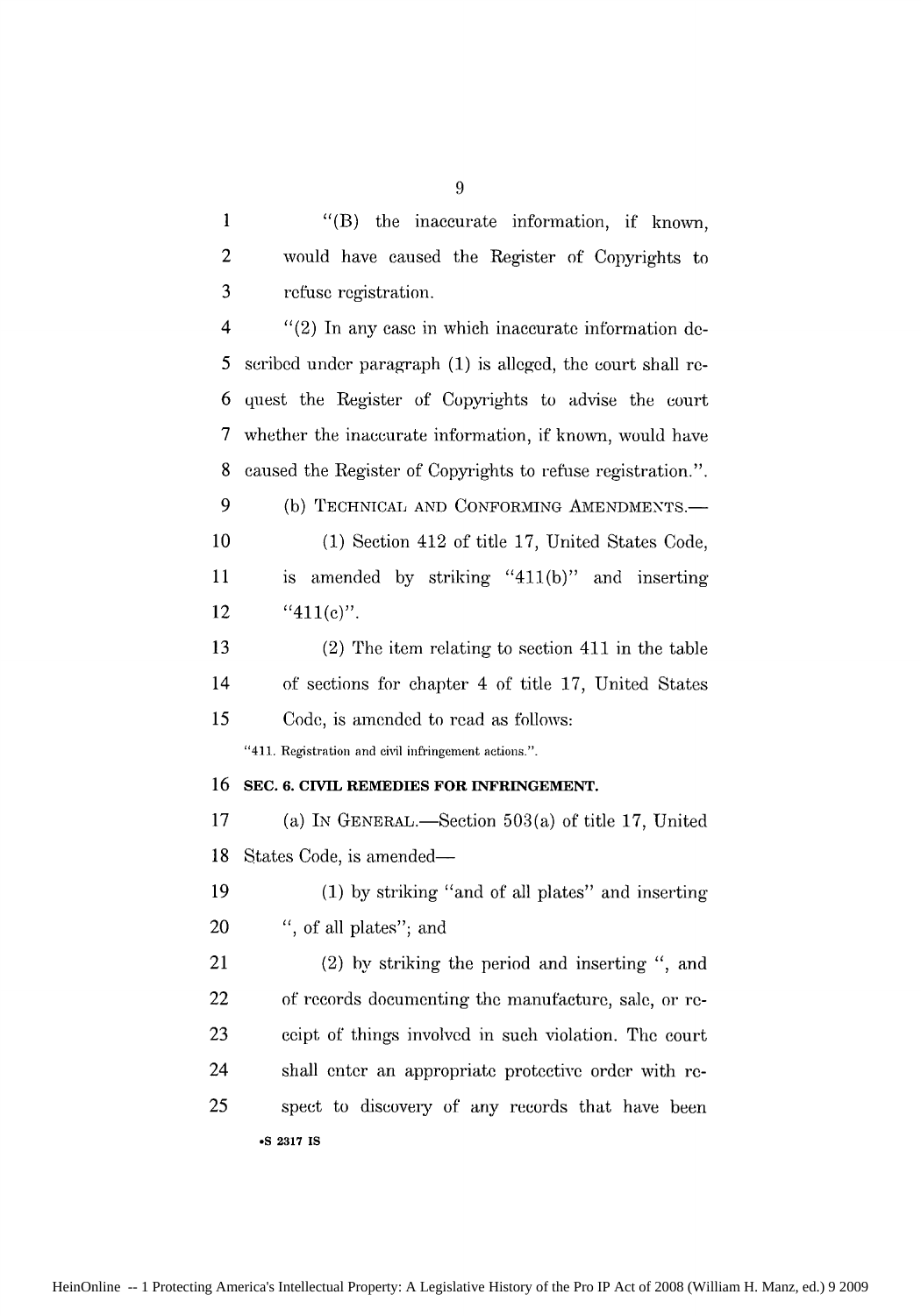"(B) the inaccurate information, if known, would have caused the Register of Copyrights to refuse registration.

"(2) In any case in which inaccurate information described under paragraph (1) is alleged, the court shall request the Register of Copyrights to advise the court whether the inaccurate information, if known, would have caused the Register of Copyrights to refuse registration.".

(b) TECHNICAL AND CONFORMING AMENDMENTS.—

(1) Section 412 of title 17, United States Code, is amended by striking "411(b)" and inserting "411(c)".

(2) The item relating to section 411 in the table of sections for chapter 4 of title 17, United States Code, is amended to read as follows:

"411. Registration and civil infringement actions.".

**SEC. 6. CIVIL REMEDIES FOR INFRINGEMENT.**

(a) IN GENERAL.—Section 503(a) of title 17, United States Code, is amended—

(1) by striking "and of all plates" and inserting ", of all plates"; and

(2) by striking the period and inserting ", and of records documenting the manufacture, sale, or receipt of things involved in such violation. The court shall enter an appropriate protective order with respect to discovery of any records that have been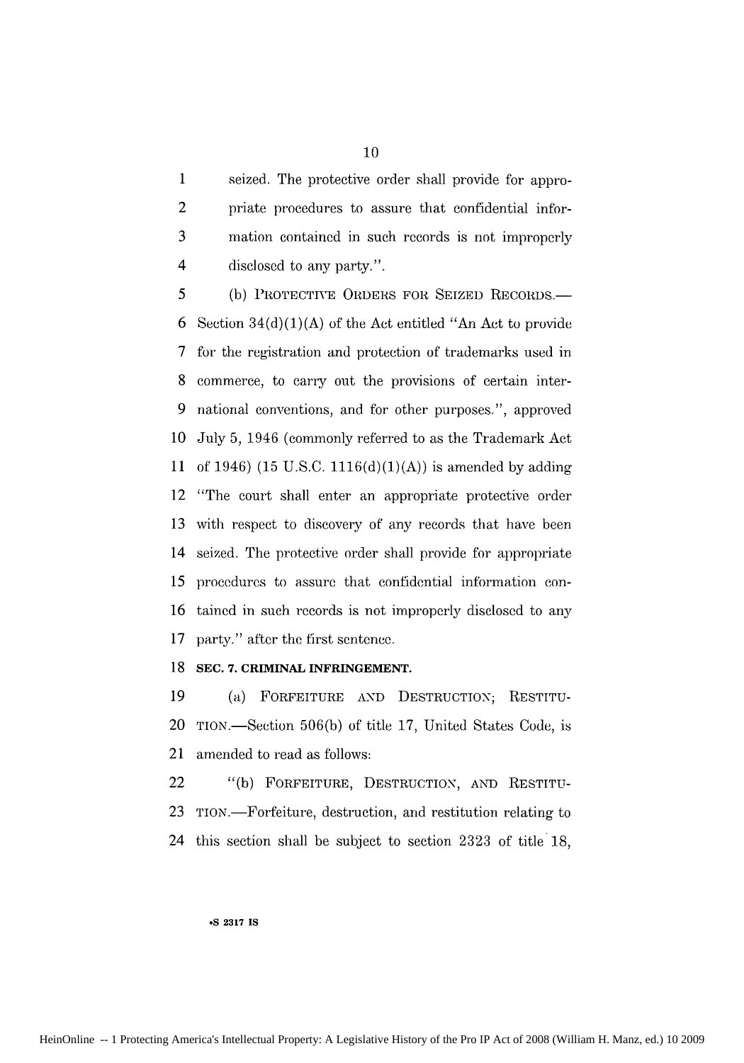seized. The protective order shall provide for appropriate procedures to assure that confidential information contained in such records is not improperly disclosed to any party.".

(b) PROTECTIVE ORDERS FOR SEIZED RECORDS.—Section 34(d)(1)(A) of the Act entitled "An Act to provide for the registration and protection of trademarks used in commerce, to carry out the provisions of certain international conventions, and for other purposes.", approved July 5, 1946 (commonly referred to as the Trademark Act of 1946) (15 U.S.C. 1116(d)(1)(A)) is amended by adding "The court shall enter an appropriate protective order with respect to discovery of any records that have been seized. The protective order shall provide for appropriate procedures to assure that confidential information contained in such records is not improperly disclosed to any party." after the first sentence.

**SEC. 7. CRIMINAL INFRINGEMENT.**

(a) FORFEITURE AND DESTRUCTION; RESTITUTION.—Section 506(b) of title 17, United States Code, is amended to read as follows:

"(b) FORFEITURE, DESTRUCTION, AND RESTITUTION.—Forfeiture, destruction, and restitution relating to this section shall be subject to section 2323 of title 18,

•S 2317 IS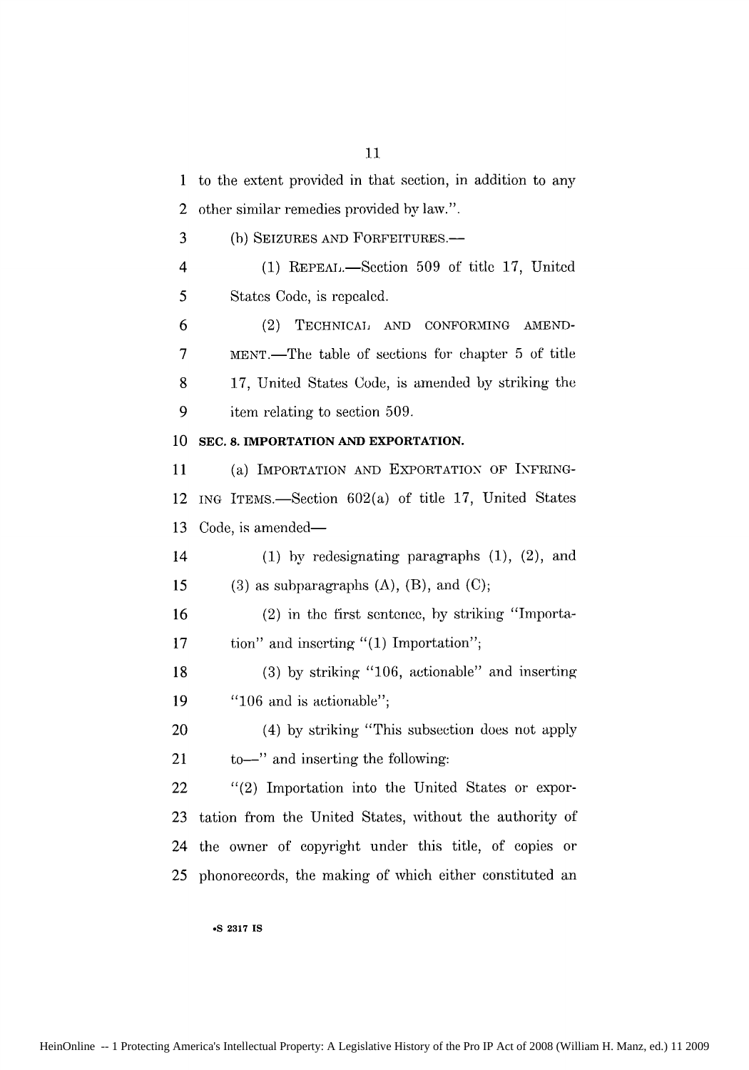to the extent provided in that section, in addition to any other similar remedies provided by law.".

(b) SEIZURES AND FORFEITURES.—

(1) REPEAL.—Section 509 of title 17, United States Code, is repealed.

(2) TECHNICAL AND CONFORMING AMENDMENT.—The table of sections for chapter 5 of title 17, United States Code, is amended by striking the item relating to section 509.

**SEC. 8. IMPORTATION AND EXPORTATION.**

(a) IMPORTATION AND EXPORTATION OF INFRINGING ITEMS.—Section 602(a) of title 17, United States Code, is amended—

(1) by redesignating paragraphs (1), (2), and (3) as subparagraphs (A), (B), and (C);

(2) in the first sentence, by striking "Importation" and inserting "(1) Importation";

(3) by striking "106, actionable" and inserting "106 and is actionable";

(4) by striking "This subsection does not apply to—" and inserting the following:

"(2) Importation into the United States or exportation from the United States, without the authority of the owner of copyright under this title, of copies or phonorecords, the making of which either constituted an

•S 2317 IS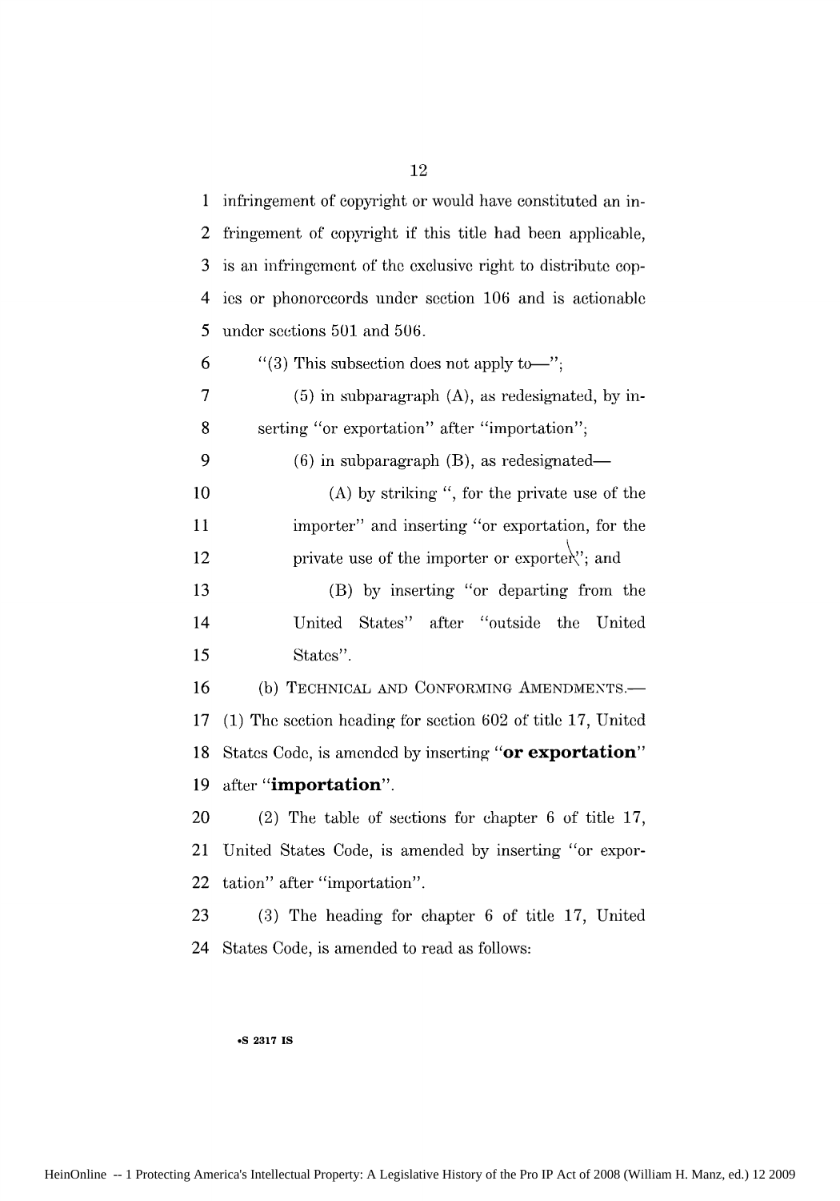infringement of copyright or would have constituted an infringement of copyright if this title had been applicable, is an infringement of the exclusive right to distribute copies or phonorecords under section 106 and is actionable under sections 501 and 506.

"(3) This subsection does not apply to—";

(5) in subparagraph (A), as redesignated, by inserting "or exportation" after "importation";

(6) in subparagraph (B), as redesignated—

(A) by striking ", for the private use of the importer" and inserting "or exportation, for the private use of the importer or exporter"; and

(B) by inserting "or departing from the United States" after "outside the United States".

(b) TECHNICAL AND CONFORMING AMENDMENTS.— (1) The section heading for section 602 of title 17, United States Code, is amended by inserting "**or exportation**" after "**importation**".

(2) The table of sections for chapter 6 of title 17, United States Code, is amended by inserting "or exportation" after "importation".

(3) The heading for chapter 6 of title 17, United States Code, is amended to read as follows: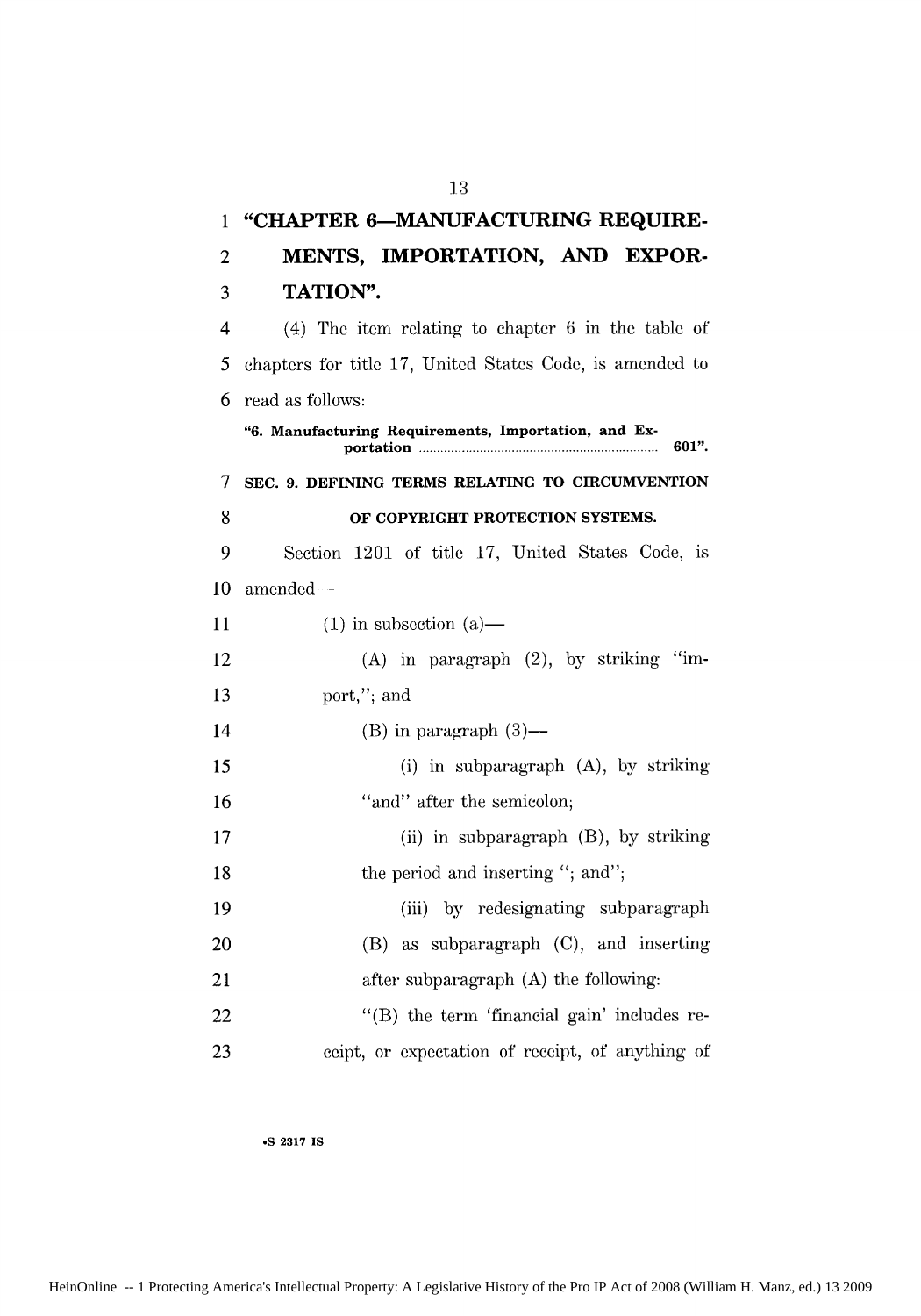**"CHAPTER 6—MANUFACTURING REQUIREMENTS, IMPORTATION, AND EXPORTATION".**

(4) The item relating to chapter 6 in the table of chapters for title 17, United States Code, is amended to read as follows:

**"6. Manufacturing Requirements, Importation, and Exportation .................................................................. 601".**

**SEC. 9. DEFINING TERMS RELATING TO CIRCUMVENTION OF COPYRIGHT PROTECTION SYSTEMS.**

Section 1201 of title 17, United States Code, is amended—

(1) in subsection (a)—

(A) in paragraph (2), by striking "import,"; and

(B) in paragraph (3)—

(i) in subparagraph (A), by striking "and" after the semicolon;

(ii) in subparagraph (B), by striking the period and inserting "; and";

(iii) by redesignating subparagraph (B) as subparagraph (C), and inserting after subparagraph (A) the following:

"(B) the term 'financial gain' includes receipt, or expectation of receipt, of anything of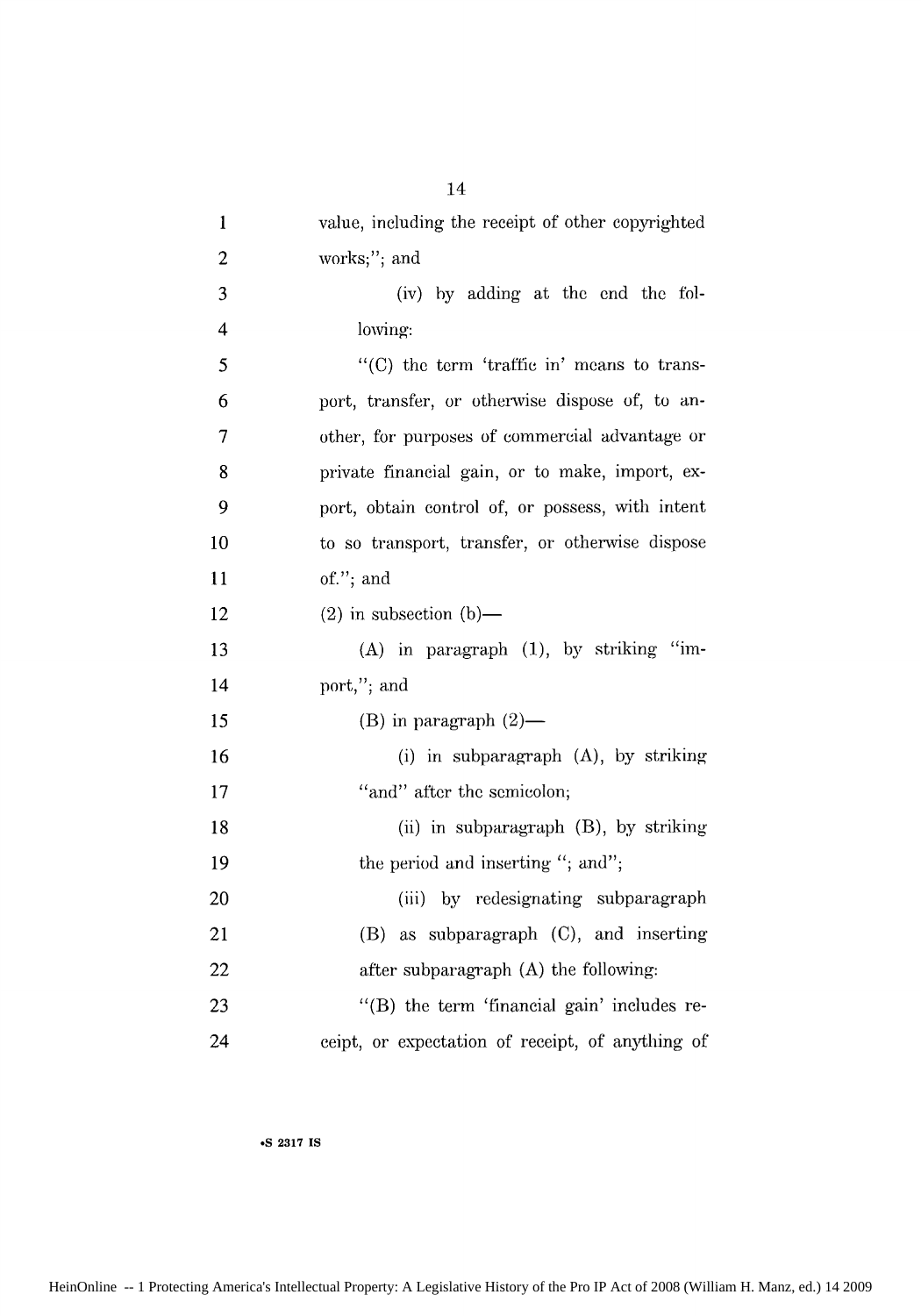value, including the receipt of other copyrighted works;"; and

(iv) by adding at the end the following:

"(C) the term 'traffic in' means to transport, transfer, or otherwise dispose of, to another, for purposes of commercial advantage or private financial gain, or to make, import, export, obtain control of, or possess, with intent to so transport, transfer, or otherwise dispose of."; and

(2) in subsection (b)—

(A) in paragraph (1), by striking "import,"; and

(B) in paragraph (2)—

(i) in subparagraph (A), by striking "and" after the semicolon;

(ii) in subparagraph (B), by striking the period and inserting "; and";

(iii) by redesignating subparagraph (B) as subparagraph (C), and inserting after subparagraph (A) the following:

"(B) the term 'financial gain' includes receipt, or expectation of receipt, of anything of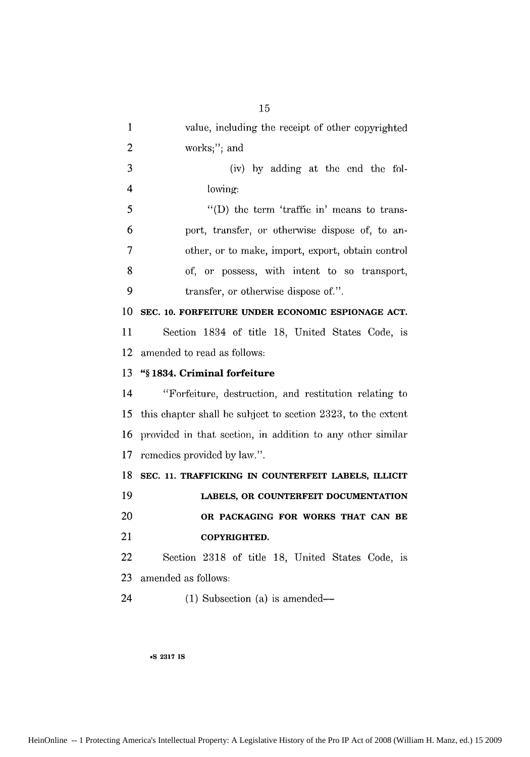value, including the receipt of other copyrighted works;''; and

(iv) by adding at the end the following:

''(D) the term 'traffic in' means to transport, transfer, or otherwise dispose of, to another, or to make, import, export, obtain control of, or possess, with intent to so transport, transfer, or otherwise dispose of.''.

**SEC. 10. FORFEITURE UNDER ECONOMIC ESPIONAGE ACT.**

Section 1834 of title 18, United States Code, is amended to read as follows:

**''§ 1834. Criminal forfeiture**

''Forfeiture, destruction, and restitution relating to this chapter shall be subject to section 2323, to the extent provided in that section, in addition to any other similar remedies provided by law.''.

**SEC. 11. TRAFFICKING IN COUNTERFEIT LABELS, ILLICIT LABELS, OR COUNTERFEIT DOCUMENTATION OR PACKAGING FOR WORKS THAT CAN BE COPYRIGHTED.**

Section 2318 of title 18, United States Code, is amended as follows:

(1) Subsection (a) is amended—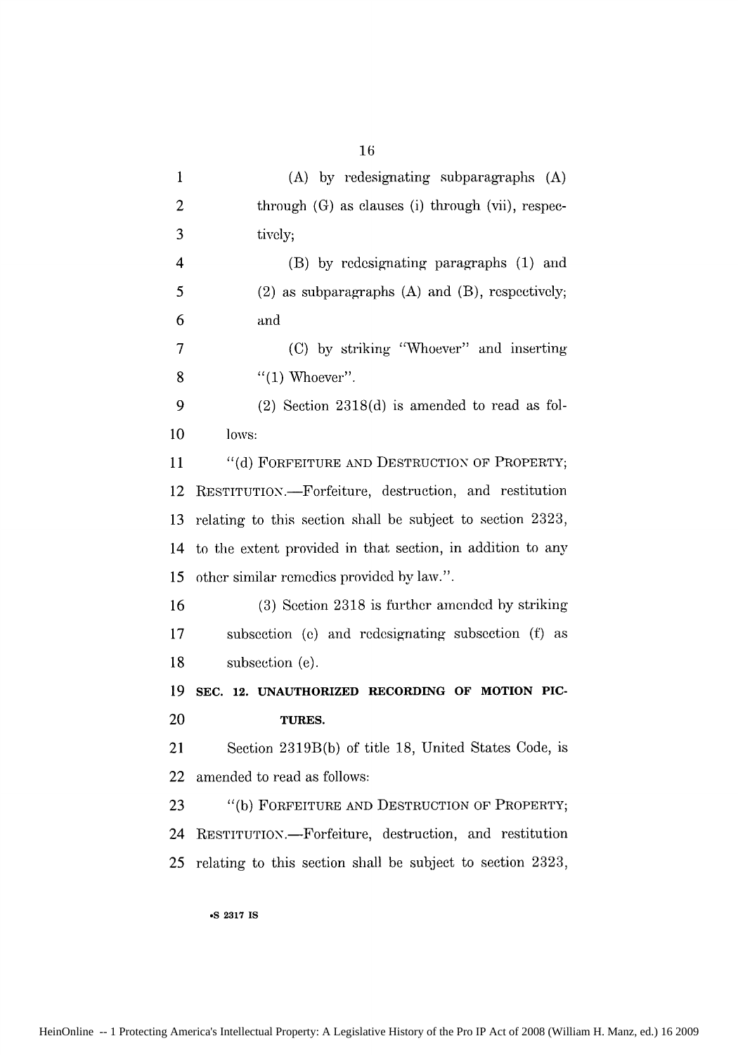(A) by redesignating subparagraphs (A) through (G) as clauses (i) through (vii), respectively;

(B) by redesignating paragraphs (1) and (2) as subparagraphs (A) and (B), respectively; and

(C) by striking "Whoever" and inserting "(1) Whoever".

(2) Section 2318(d) is amended to read as follows:

"(d) FORFEITURE AND DESTRUCTION OF PROPERTY; RESTITUTION.—Forfeiture, destruction, and restitution relating to this section shall be subject to section 2323, to the extent provided in that section, in addition to any other similar remedies provided by law.".

(3) Section 2318 is further amended by striking subsection (e) and redesignating subsection (f) as subsection (e).

**SEC. 12. UNAUTHORIZED RECORDING OF MOTION PICTURES.**

Section 2319B(b) of title 18, United States Code, is amended to read as follows:

"(b) FORFEITURE AND DESTRUCTION OF PROPERTY; RESTITUTION.—Forfeiture, destruction, and restitution relating to this section shall be subject to section 2323,

•S 2317 IS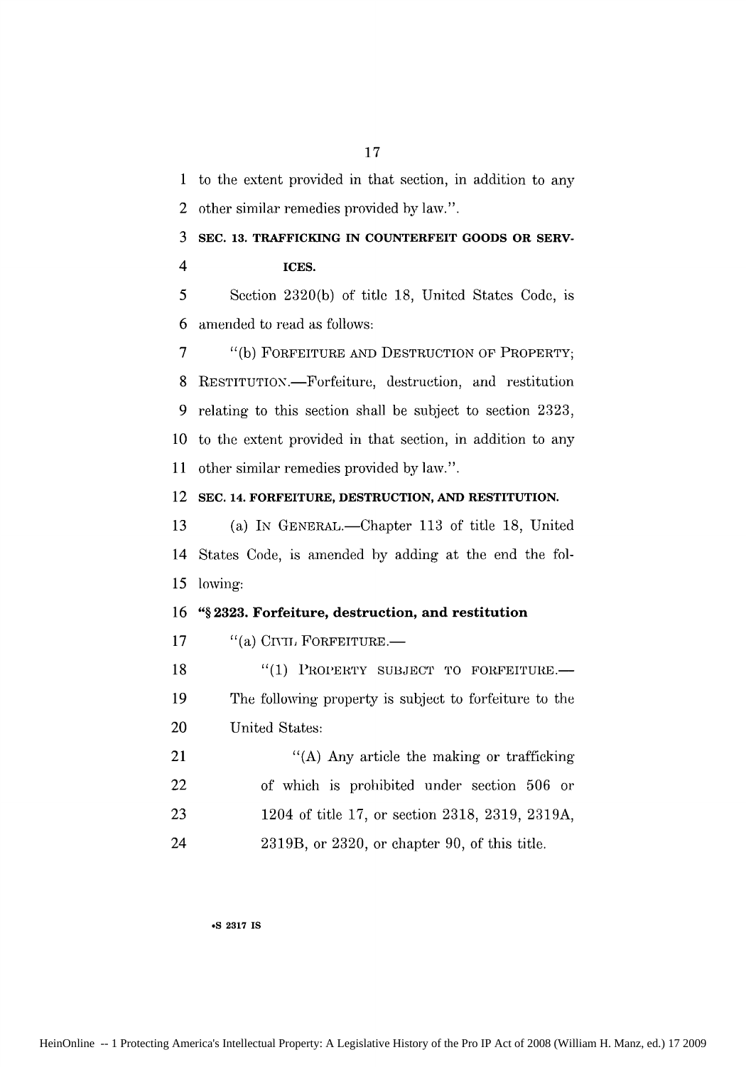to the extent provided in that section, in addition to any other similar remedies provided by law.".

**SEC. 13. TRAFFICKING IN COUNTERFEIT GOODS OR SERVICES.**

Section 2320(b) of title 18, United States Code, is amended to read as follows:

"(b) FORFEITURE AND DESTRUCTION OF PROPERTY; RESTITUTION.—Forfeiture, destruction, and restitution relating to this section shall be subject to section 2323, to the extent provided in that section, in addition to any other similar remedies provided by law.".

**SEC. 14. FORFEITURE, DESTRUCTION, AND RESTITUTION.**

(a) IN GENERAL.—Chapter 113 of title 18, United States Code, is amended by adding at the end the following:

**"§ 2323. Forfeiture, destruction, and restitution**

"(a) CIVIL FORFEITURE.—

"(1) PROPERTY SUBJECT TO FORFEITURE.—The following property is subject to forfeiture to the United States:

"(A) Any article the making or trafficking of which is prohibited under section 506 or 1204 of title 17, or section 2318, 2319, 2319A, 2319B, or 2320, or chapter 90, of this title.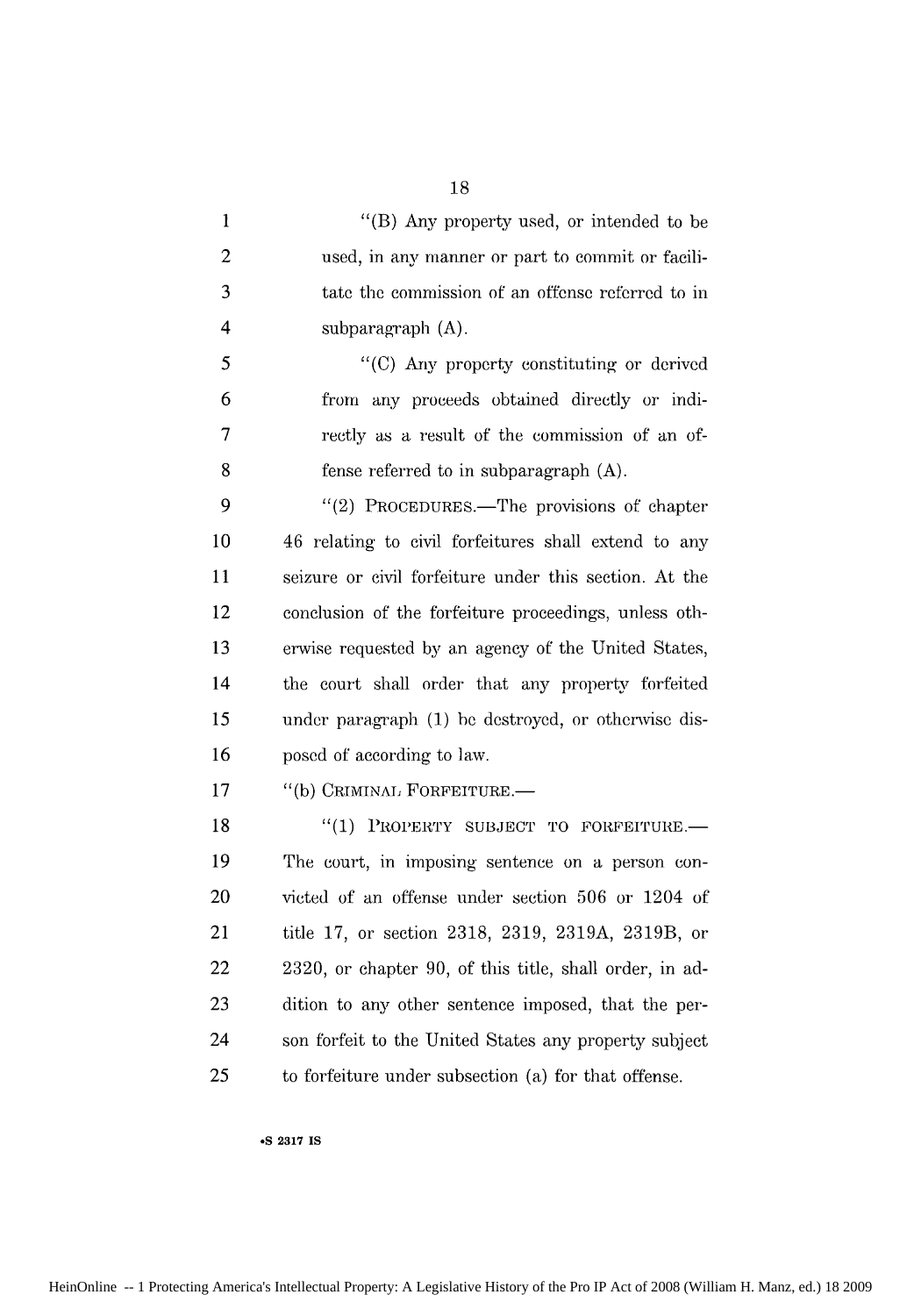"(B) Any property used, or intended to be used, in any manner or part to commit or facilitate the commission of an offense referred to in subparagraph (A).

"(C) Any property constituting or derived from any proceeds obtained directly or indirectly as a result of the commission of an offense referred to in subparagraph (A).

"(2) PROCEDURES.—The provisions of chapter 46 relating to civil forfeitures shall extend to any seizure or civil forfeiture under this section. At the conclusion of the forfeiture proceedings, unless otherwise requested by an agency of the United States, the court shall order that any property forfeited under paragraph (1) be destroyed, or otherwise disposed of according to law.

"(b) CRIMINAL FORFEITURE.—

"(1) PROPERTY SUBJECT TO FORFEITURE.—The court, in imposing sentence on a person convicted of an offense under section 506 or 1204 of title 17, or section 2318, 2319, 2319A, 2319B, or 2320, or chapter 90, of this title, shall order, in addition to any other sentence imposed, that the person forfeit to the United States any property subject to forfeiture under subsection (a) for that offense.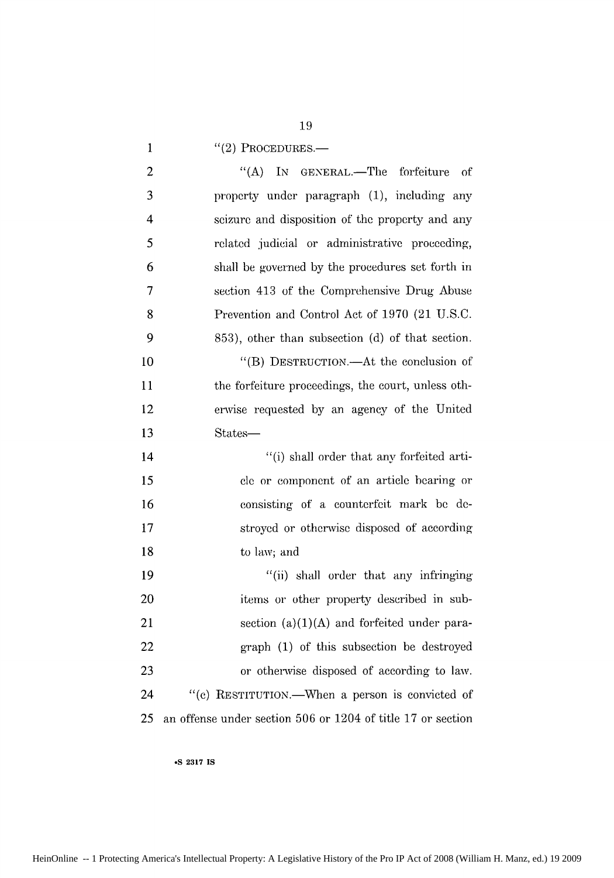"(2) PROCEDURES.—

"(A) IN GENERAL.—The forfeiture of property under paragraph (1), including any seizure and disposition of the property and any related judicial or administrative proceeding, shall be governed by the procedures set forth in section 413 of the Comprehensive Drug Abuse Prevention and Control Act of 1970 (21 U.S.C. 853), other than subsection (d) of that section.

"(B) DESTRUCTION.—At the conclusion of the forfeiture proceedings, the court, unless otherwise requested by an agency of the United States—

"(i) shall order that any forfeited article or component of an article bearing or consisting of a counterfeit mark be destroyed or otherwise disposed of according to law; and

"(ii) shall order that any infringing items or other property described in subsection (a)(1)(A) and forfeited under paragraph (1) of this subsection be destroyed or otherwise disposed of according to law.

"(c) RESTITUTION.—When a person is convicted of an offense under section 506 or 1204 of title 17 or section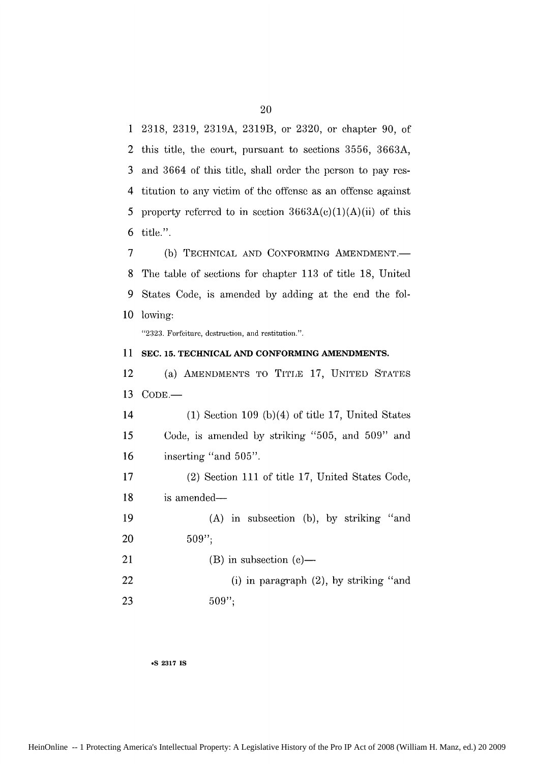2318, 2319, 2319A, 2319B, or 2320, or chapter 90, of this title, the court, pursuant to sections 3556, 3663A, and 3664 of this title, shall order the person to pay restitution to any victim of the offense as an offense against property referred to in section 3663A(c)(1)(A)(ii) of this title.".

(b) TECHNICAL AND CONFORMING AMENDMENT.—The table of sections for chapter 113 of title 18, United States Code, is amended by adding at the end the following:

"2323. Forfeiture, destruction, and restitution.".

**SEC. 15. TECHNICAL AND CONFORMING AMENDMENTS.**

(a) AMENDMENTS TO TITLE 17, UNITED STATES CODE.—

(1) Section 109 (b)(4) of title 17, United States Code, is amended by striking "505, and 509" and inserting "and 505".

(2) Section 111 of title 17, United States Code, is amended—

(A) in subsection (b), by striking "and 509";

(B) in subsection (c)—

(i) in paragraph (2), by striking "and 509";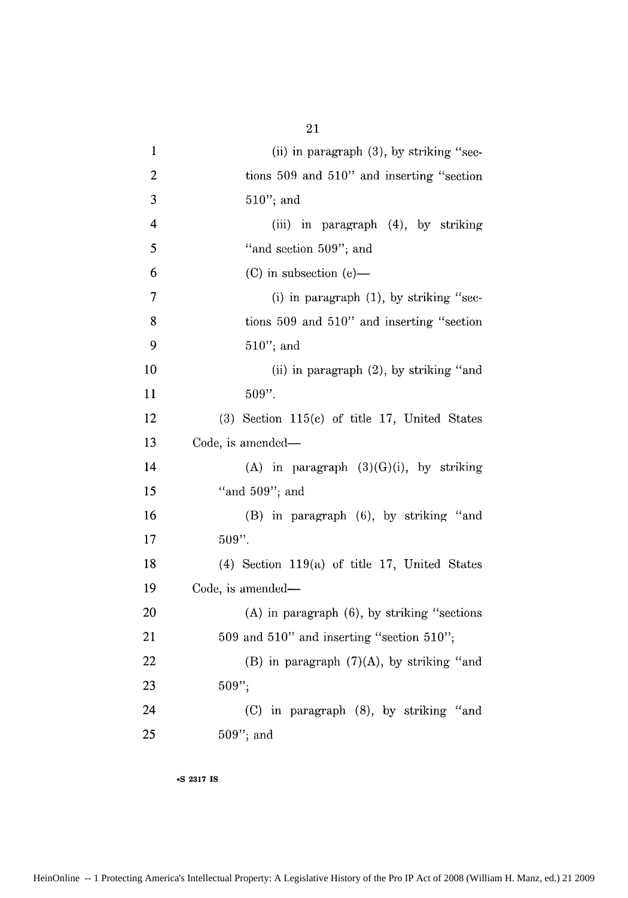(ii) in paragraph (3), by striking "sections 509 and 510" and inserting "section 510"; and

(iii) in paragraph (4), by striking "and section 509"; and

(C) in subsection (e)—

(i) in paragraph (1), by striking "sections 509 and 510" and inserting "section 510"; and

(ii) in paragraph (2), by striking "and 509".

(3) Section 115(c) of title 17, United States Code, is amended—

(A) in paragraph (3)(G)(i), by striking "and 509"; and

(B) in paragraph (6), by striking "and 509".

(4) Section 119(a) of title 17, United States Code, is amended—

(A) in paragraph (6), by striking "sections 509 and 510" and inserting "section 510";

(B) in paragraph (7)(A), by striking "and 509";

(C) in paragraph (8), by striking "and 509"; and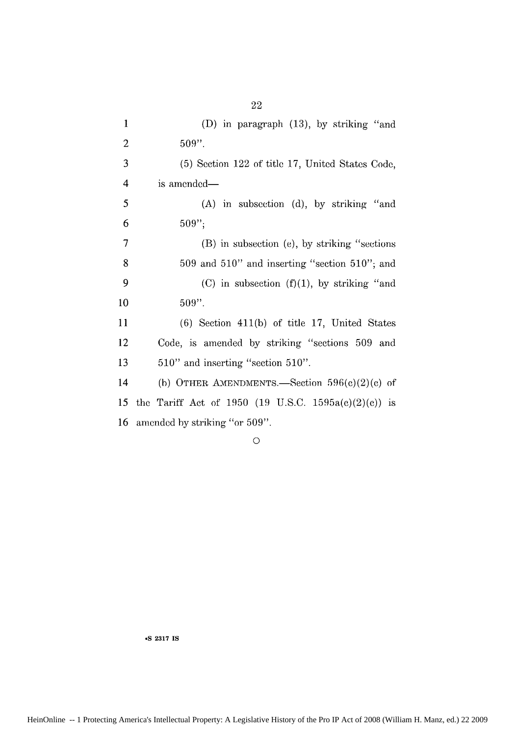(D) in paragraph (13), by striking "and 509".

(5) Section 122 of title 17, United States Code, is amended—

(A) in subsection (d), by striking "and 509";

(B) in subsection (e), by striking "sections 509 and 510" and inserting "section 510"; and

(C) in subsection (f)(1), by striking "and 509".

(6) Section 411(b) of title 17, United States Code, is amended by striking "sections 509 and 510" and inserting "section 510".

(b) OTHER AMENDMENTS.—Section 596(c)(2)(c) of the Tariff Act of 1950 (19 U.S.C. 1595a(c)(2)(c)) is amended by striking "or 509".

○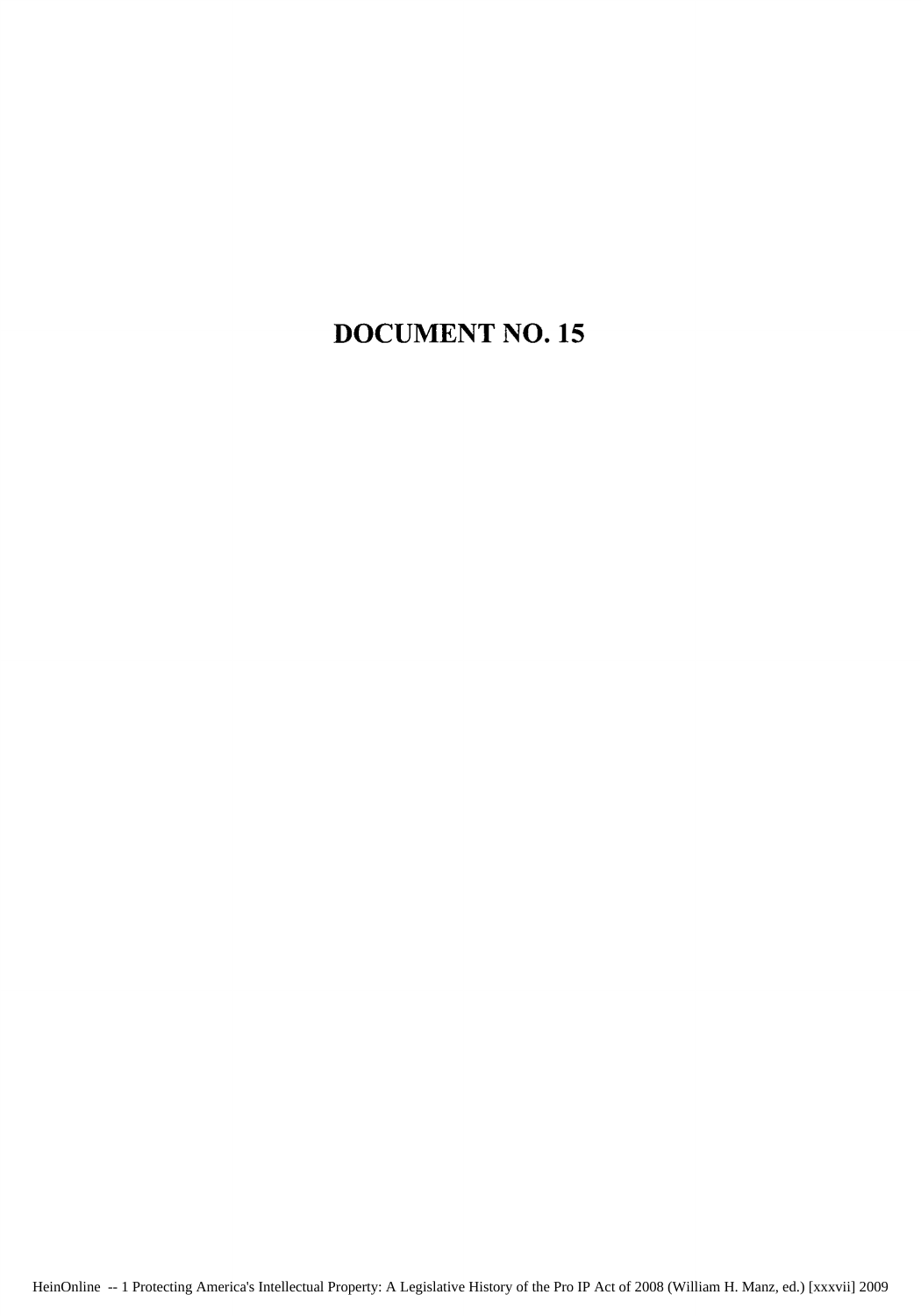# DOCUMENT NO. 15